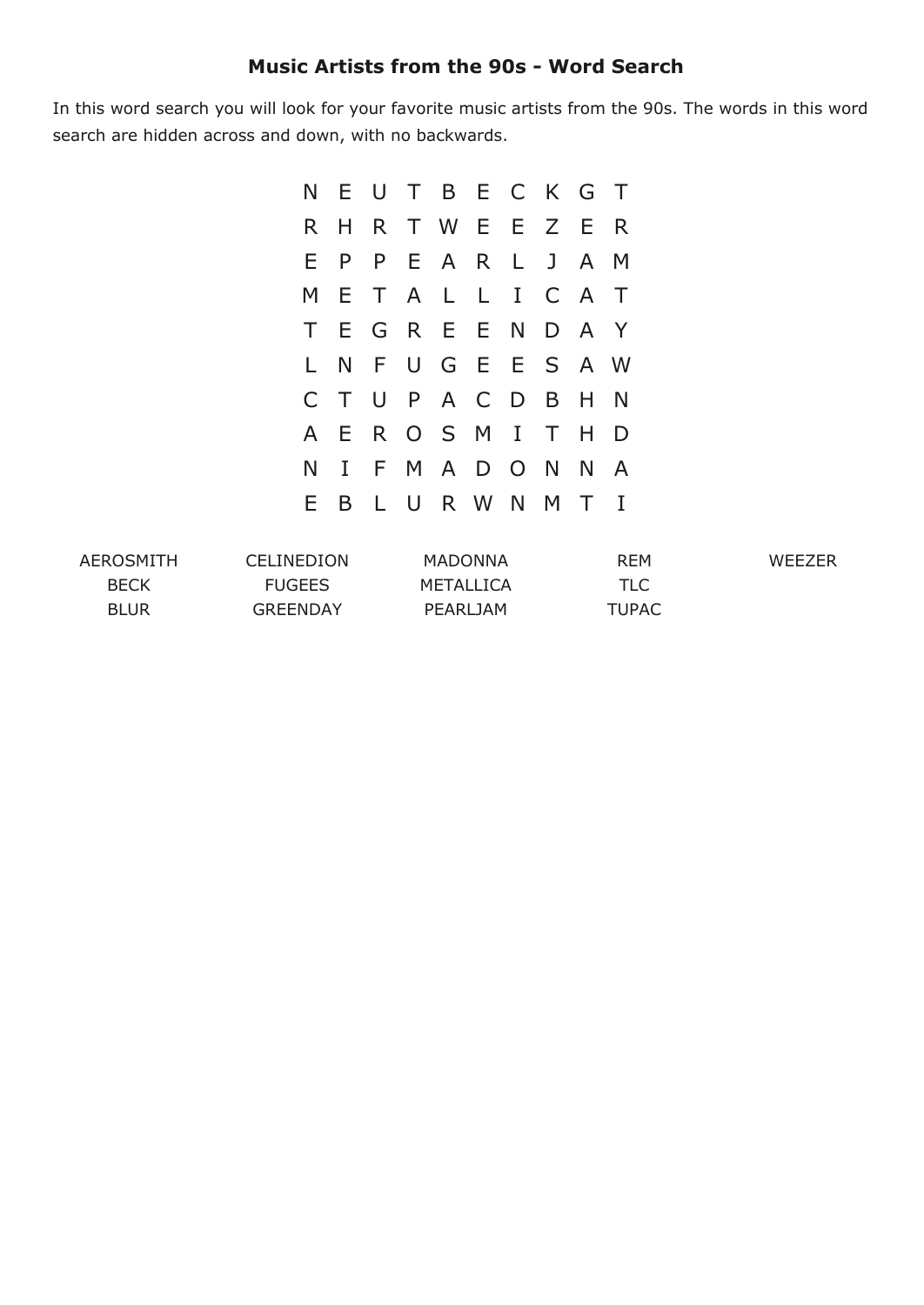# Music Artists from the 90s - Word Search

In this word search you will look for your favorite music artists from the 90s. The words in this word search are hidden across and down, with no backwards.

```
N E U T B E C K G T
R H R T W E E Z E R
E P P E A R L J A M
M E T A L L I C A T
T E G R E E N D A Y
L N F U G E E S A W
C T U P A C D B H N
A E R O S M I T H D
N I F M A D O N N A
E B L U R W N M T I
```

| | | | | |
|---|---|---|---|---|
| AEROSMITH | CELINEDION | MADONNA | REM | WEEZER |
| BECK | FUGEES | METALLICA | TLC | |
| BLUR | GREENDAY | PEARLJAM | TUPAC | |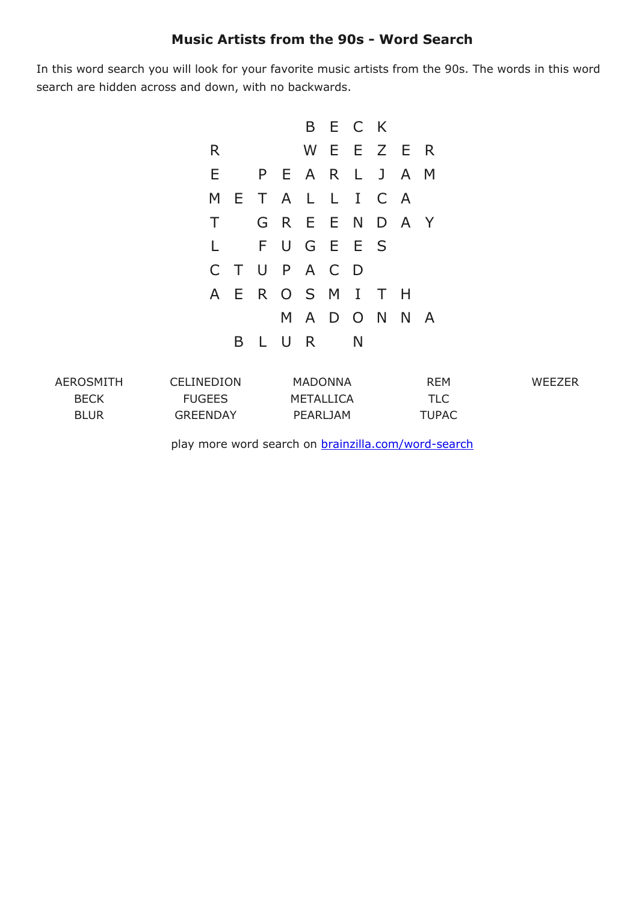# Music Artists from the 90s - Word Search

In this word search you will look for your favorite music artists from the 90s. The words in this word search are hidden across and down, with no backwards.

| | | | | | | | | | |
|---|---|---|---|---|---|---|---|---|---|
| | | | | B | E | C | K | | |
| R | | | | W | E | E | Z | E | R |
| E | | P | E | A | R | L | J | A | M |
| M | E | T | A | L | L | I | C | A | |
| T | | G | R | E | E | N | D | A | Y |
| L | | F | U | G | E | E | S | | |
| C | T | U | P | A | C | D | | | |
| A | E | R | O | S | M | I | T | H | |
| | | | M | A | D | O | N | N | A |
| | B | L | U | R | | N | | | |

| | | | | |
|---|---|---|---|---|
| AEROSMITH | CELINEDION | MADONNA | REM | WEEZER |
| BECK | FUGEES | METALLICA | TLC | |
| BLUR | GREENDAY | PEARLJAM | TUPAC | |

play more word search on [brainzilla.com/word-search](https://brainzilla.com/word-search)